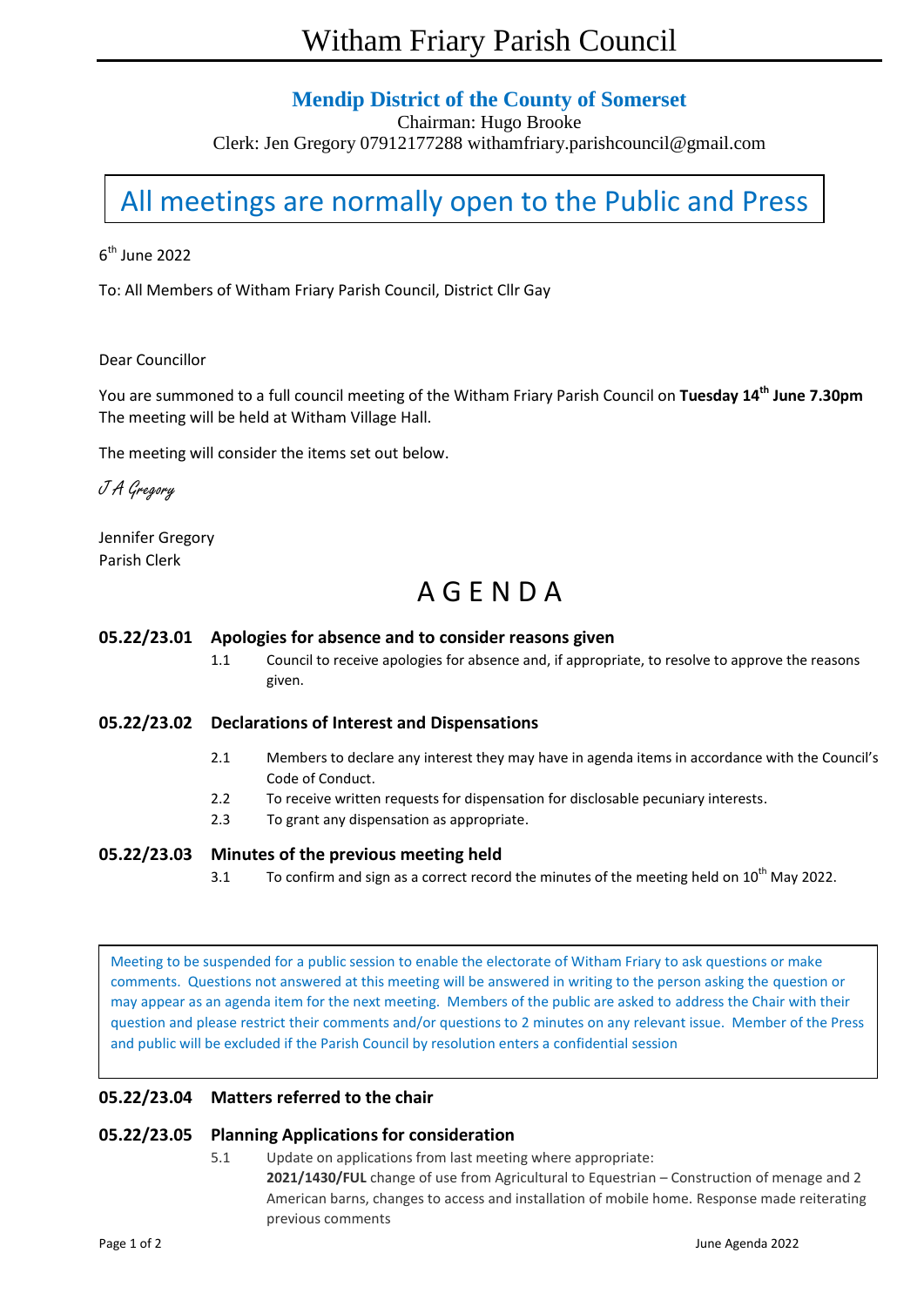# Witham Friary Parish Council

## Mendip District of the County of Somerset

Chairman: Hugo Brooke

Clerk: Jen Gregory 07912177288 withamfriary.parishcouncil@gmail.com

**All meetings are normally open to the Public and Press**

6th June 2022

To: All Members of Witham Friary Parish Council, District Cllr Gay

Dear Councillor

You are summoned to a full council meeting of the Witham Friary Parish Council on **Tuesday 14th June 7.30pm** The meeting will be held at Witham Village Hall.

The meeting will consider the items set out below.

*J A Gregory*

Jennifer Gregory
Parish Clerk

# A G E N D A

### 05.22/23.01 Apologies for absence and to consider reasons given

1.1 Council to receive apologies for absence and, if appropriate, to resolve to approve the reasons given.

### 05.22/23.02 Declarations of Interest and Dispensations

2.1 Members to declare any interest they may have in agenda items in accordance with the Council's Code of Conduct.

2.2 To receive written requests for dispensation for disclosable pecuniary interests.

2.3 To grant any dispensation as appropriate.

### 05.22/23.03 Minutes of the previous meeting held

3.1 To confirm and sign as a correct record the minutes of the meeting held on 10th May 2022.

Meeting to be suspended for a public session to enable the electorate of Witham Friary to ask questions or make comments. Questions not answered at this meeting will be answered in writing to the person asking the question or may appear as an agenda item for the next meeting. Members of the public are asked to address the Chair with their question and please restrict their comments and/or questions to 2 minutes on any relevant issue. Member of the Press and public will be excluded if the Parish Council by resolution enters a confidential session

### 05.22/23.04 Matters referred to the chair

### 05.22/23.05 Planning Applications for consideration

5.1 Update on applications from last meeting where appropriate:
**2021/1430/FUL** change of use from Agricultural to Equestrian – Construction of menage and 2 American barns, changes to access and installation of mobile home. Response made reiterating previous comments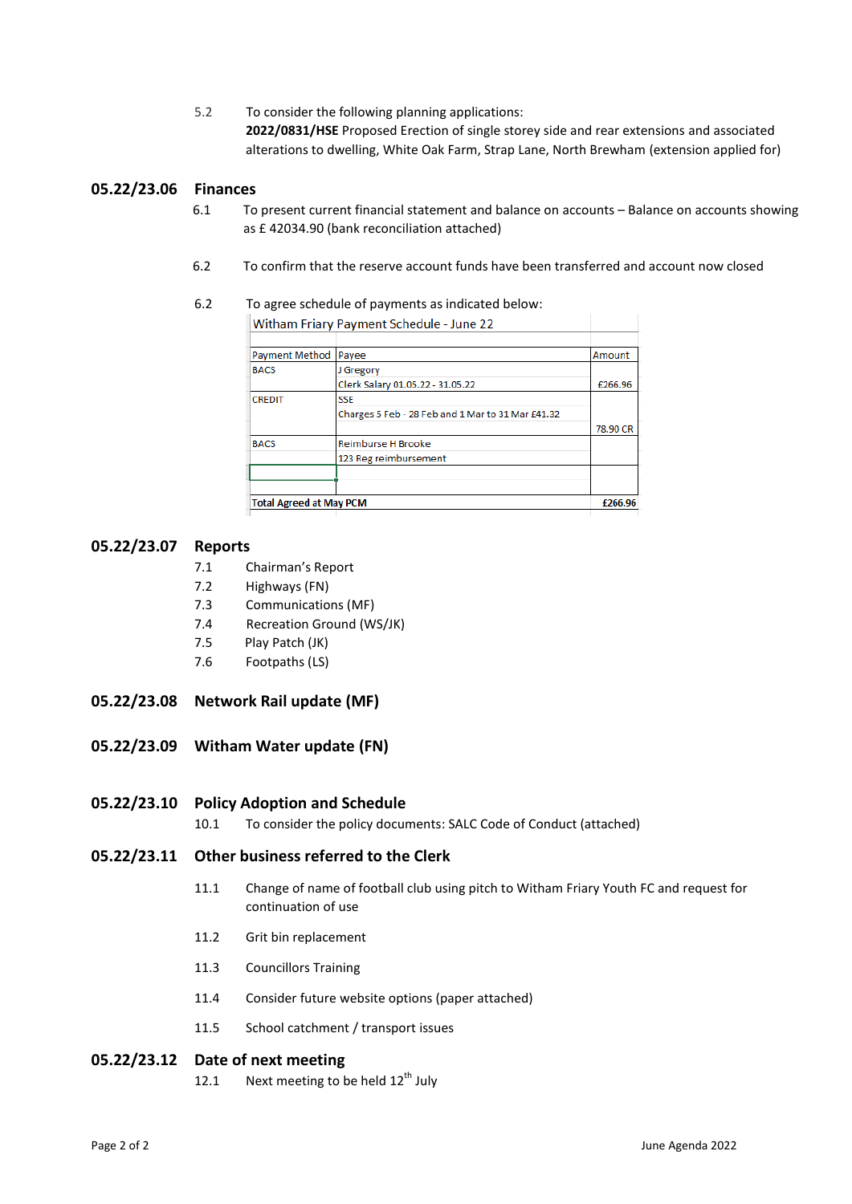5.2 To consider the following planning applications:
**2022/0831/HSE** Proposed Erection of single storey side and rear extensions and associated alterations to dwelling, White Oak Farm, Strap Lane, North Brewham (extension applied for)

## 05.22/23.06 Finances

6.1 To present current financial statement and balance on accounts – Balance on accounts showing as £ 42034.90 (bank reconciliation attached)

6.2 To confirm that the reserve account funds have been transferred and account now closed

6.2 To agree schedule of payments as indicated below:

Witham Friary Payment Schedule - June 22

| Payment Method | Payee | Amount |
|---|---|---|
| BACS | J Gregory | |
| | Clerk Salary 01.05.22 - 31.05.22 | £266.96 |
| CREDIT | SSE | |
| | Charges 5 Feb - 28 Feb and 1 Mar to 31 Mar £41.32 | |
| | | 78.90 CR |
| BACS | Reimburse H Brooke | |
| | 123 Reg reimbursement | |
| | | |
| | | |
| **Total Agreed at May PCM** | | **£266.96** |

## 05.22/23.07 Reports

7.1 Chairman's Report
7.2 Highways (FN)
7.3 Communications (MF)
7.4 Recreation Ground (WS/JK)
7.5 Play Patch (JK)
7.6 Footpaths (LS)

## 05.22/23.08 Network Rail update (MF)

## 05.22/23.09 Witham Water update (FN)

## 05.22/23.10 Policy Adoption and Schedule

10.1 To consider the policy documents: SALC Code of Conduct (attached)

## 05.22/23.11 Other business referred to the Clerk

11.1 Change of name of football club using pitch to Witham Friary Youth FC and request for continuation of use

11.2 Grit bin replacement

11.3 Councillors Training

11.4 Consider future website options (paper attached)

11.5 School catchment / transport issues

## 05.22/23.12 Date of next meeting

12.1 Next meeting to be held 12th July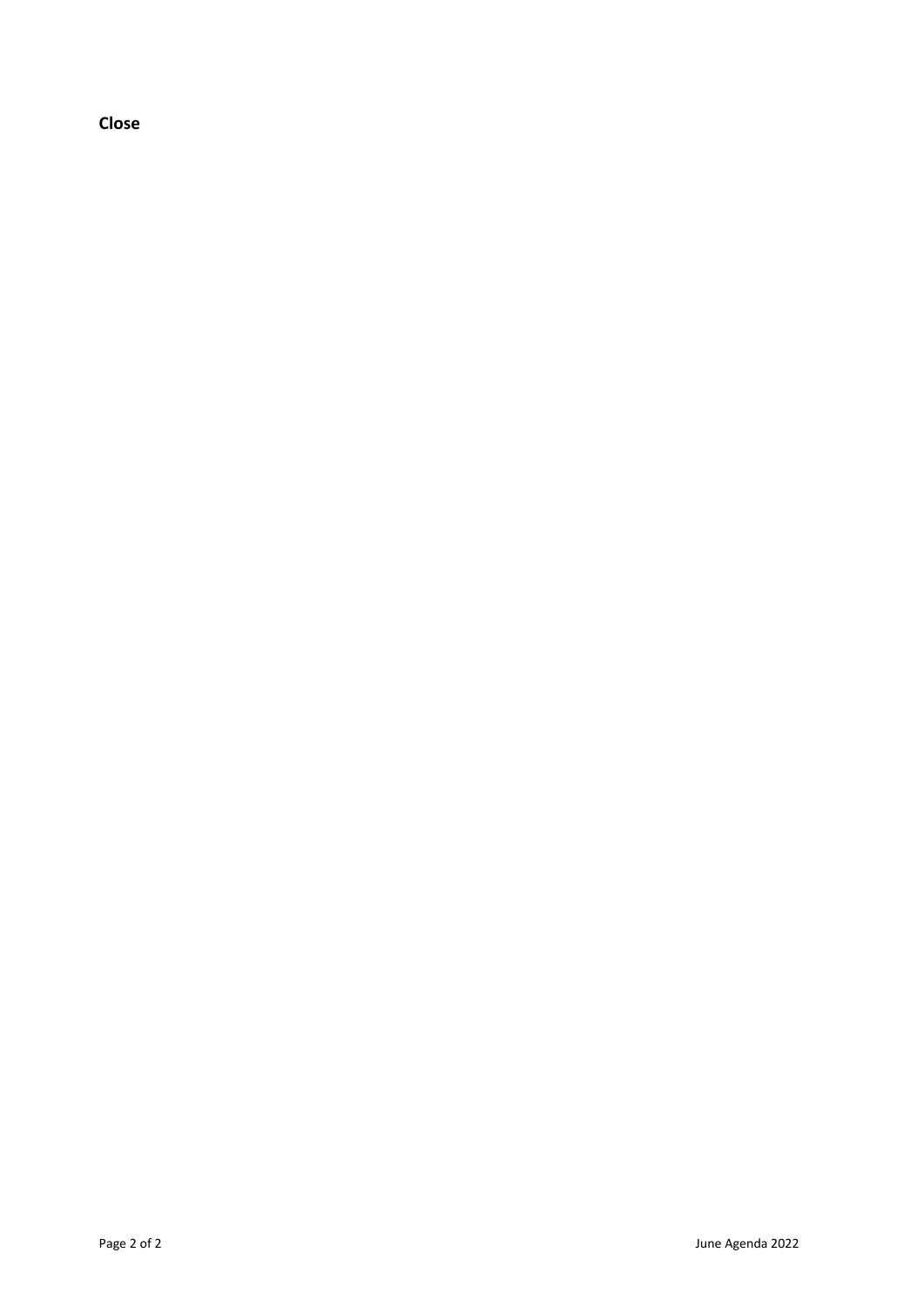**Close**